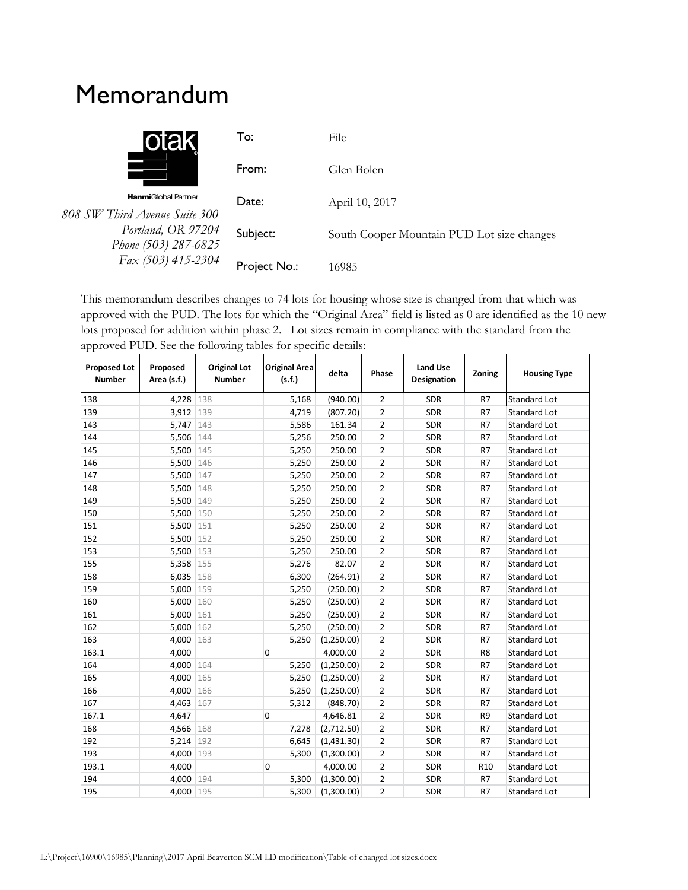# Memorandum

otak

HanmiGlobal Partner

*808 SW Third Avenue Suite 300*
*Portland, OR 97204*
*Phone (503) 287-6825*
*Fax (503) 415-2304*

| | |
|---|---|
| To: | File |
| From: | Glen Bolen |
| Date: | April 10, 2017 |
| Subject: | South Cooper Mountain PUD Lot size changes |
| Project No.: | 16985 |

This memorandum describes changes to 74 lots for housing whose size is changed from that which was approved with the PUD. The lots for which the "Original Area" field is listed as 0 are identified as the 10 new lots proposed for addition within phase 2. Lot sizes remain in compliance with the standard from the approved PUD. See the following tables for specific details:

| Proposed Lot Number | Proposed Area (s.f.) | Original Lot Number | Original Area (s.f.) | delta | Phase | Land Use Designation | Zoning | Housing Type |
|---|---|---|---|---|---|---|---|---|
| 138 | 4,228 | 138 | 5,168 | (940.00) | 2 | SDR | R7 | Standard Lot |
| 139 | 3,912 | 139 | 4,719 | (807.20) | 2 | SDR | R7 | Standard Lot |
| 143 | 5,747 | 143 | 5,586 | 161.34 | 2 | SDR | R7 | Standard Lot |
| 144 | 5,506 | 144 | 5,256 | 250.00 | 2 | SDR | R7 | Standard Lot |
| 145 | 5,500 | 145 | 5,250 | 250.00 | 2 | SDR | R7 | Standard Lot |
| 146 | 5,500 | 146 | 5,250 | 250.00 | 2 | SDR | R7 | Standard Lot |
| 147 | 5,500 | 147 | 5,250 | 250.00 | 2 | SDR | R7 | Standard Lot |
| 148 | 5,500 | 148 | 5,250 | 250.00 | 2 | SDR | R7 | Standard Lot |
| 149 | 5,500 | 149 | 5,250 | 250.00 | 2 | SDR | R7 | Standard Lot |
| 150 | 5,500 | 150 | 5,250 | 250.00 | 2 | SDR | R7 | Standard Lot |
| 151 | 5,500 | 151 | 5,250 | 250.00 | 2 | SDR | R7 | Standard Lot |
| 152 | 5,500 | 152 | 5,250 | 250.00 | 2 | SDR | R7 | Standard Lot |
| 153 | 5,500 | 153 | 5,250 | 250.00 | 2 | SDR | R7 | Standard Lot |
| 155 | 5,358 | 155 | 5,276 | 82.07 | 2 | SDR | R7 | Standard Lot |
| 158 | 6,035 | 158 | 6,300 | (264.91) | 2 | SDR | R7 | Standard Lot |
| 159 | 5,000 | 159 | 5,250 | (250.00) | 2 | SDR | R7 | Standard Lot |
| 160 | 5,000 | 160 | 5,250 | (250.00) | 2 | SDR | R7 | Standard Lot |
| 161 | 5,000 | 161 | 5,250 | (250.00) | 2 | SDR | R7 | Standard Lot |
| 162 | 5,000 | 162 | 5,250 | (250.00) | 2 | SDR | R7 | Standard Lot |
| 163 | 4,000 | 163 | 5,250 | (1,250.00) | 2 | SDR | R7 | Standard Lot |
| 163.1 | 4,000 | | 0 | 4,000.00 | 2 | SDR | R8 | Standard Lot |
| 164 | 4,000 | 164 | 5,250 | (1,250.00) | 2 | SDR | R7 | Standard Lot |
| 165 | 4,000 | 165 | 5,250 | (1,250.00) | 2 | SDR | R7 | Standard Lot |
| 166 | 4,000 | 166 | 5,250 | (1,250.00) | 2 | SDR | R7 | Standard Lot |
| 167 | 4,463 | 167 | 5,312 | (848.70) | 2 | SDR | R7 | Standard Lot |
| 167.1 | 4,647 | | 0 | 4,646.81 | 2 | SDR | R9 | Standard Lot |
| 168 | 4,566 | 168 | 7,278 | (2,712.50) | 2 | SDR | R7 | Standard Lot |
| 192 | 5,214 | 192 | 6,645 | (1,431.30) | 2 | SDR | R7 | Standard Lot |
| 193 | 4,000 | 193 | 5,300 | (1,300.00) | 2 | SDR | R7 | Standard Lot |
| 193.1 | 4,000 | | 0 | 4,000.00 | 2 | SDR | R10 | Standard Lot |
| 194 | 4,000 | 194 | 5,300 | (1,300.00) | 2 | SDR | R7 | Standard Lot |
| 195 | 4,000 | 195 | 5,300 | (1,300.00) | 2 | SDR | R7 | Standard Lot |

L:\Project\16900\16985\Planning\2017 April Beaverton SCM LD modification\Table of changed lot sizes.docx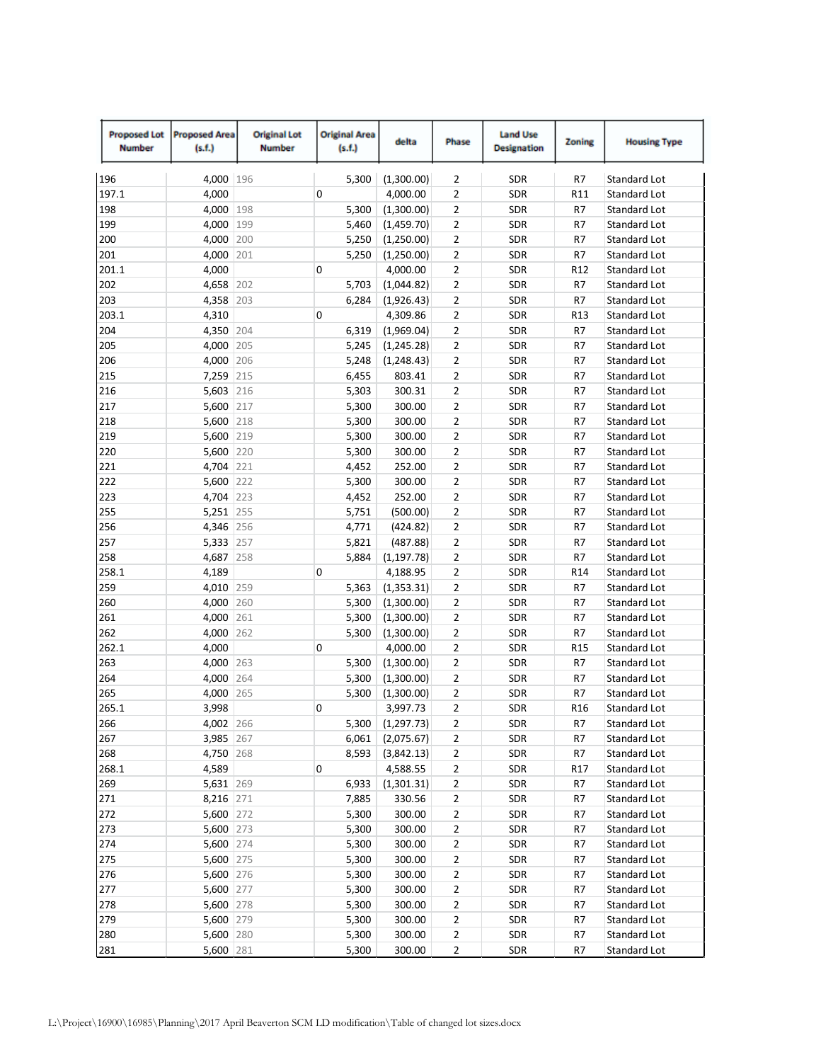| Proposed Lot Number | Proposed Area (s.f.) | Original Lot Number | Original Area (s.f.) | delta | Phase | Land Use Designation | Zoning | Housing Type |
|---|---|---|---|---|---|---|---|---|
| 196 | 4,000 | 196 | 5,300 | (1,300.00) | 2 | SDR | R7 | Standard Lot |
| 197.1 | 4,000 | | 0 | 4,000.00 | 2 | SDR | R11 | Standard Lot |
| 198 | 4,000 | 198 | 5,300 | (1,300.00) | 2 | SDR | R7 | Standard Lot |
| 199 | 4,000 | 199 | 5,460 | (1,459.70) | 2 | SDR | R7 | Standard Lot |
| 200 | 4,000 | 200 | 5,250 | (1,250.00) | 2 | SDR | R7 | Standard Lot |
| 201 | 4,000 | 201 | 5,250 | (1,250.00) | 2 | SDR | R7 | Standard Lot |
| 201.1 | 4,000 | | 0 | 4,000.00 | 2 | SDR | R12 | Standard Lot |
| 202 | 4,658 | 202 | 5,703 | (1,044.82) | 2 | SDR | R7 | Standard Lot |
| 203 | 4,358 | 203 | 6,284 | (1,926.43) | 2 | SDR | R7 | Standard Lot |
| 203.1 | 4,310 | | 0 | 4,309.86 | 2 | SDR | R13 | Standard Lot |
| 204 | 4,350 | 204 | 6,319 | (1,969.04) | 2 | SDR | R7 | Standard Lot |
| 205 | 4,000 | 205 | 5,245 | (1,245.28) | 2 | SDR | R7 | Standard Lot |
| 206 | 4,000 | 206 | 5,248 | (1,248.43) | 2 | SDR | R7 | Standard Lot |
| 215 | 7,259 | 215 | 6,455 | 803.41 | 2 | SDR | R7 | Standard Lot |
| 216 | 5,603 | 216 | 5,303 | 300.31 | 2 | SDR | R7 | Standard Lot |
| 217 | 5,600 | 217 | 5,300 | 300.00 | 2 | SDR | R7 | Standard Lot |
| 218 | 5,600 | 218 | 5,300 | 300.00 | 2 | SDR | R7 | Standard Lot |
| 219 | 5,600 | 219 | 5,300 | 300.00 | 2 | SDR | R7 | Standard Lot |
| 220 | 5,600 | 220 | 5,300 | 300.00 | 2 | SDR | R7 | Standard Lot |
| 221 | 4,704 | 221 | 4,452 | 252.00 | 2 | SDR | R7 | Standard Lot |
| 222 | 5,600 | 222 | 5,300 | 300.00 | 2 | SDR | R7 | Standard Lot |
| 223 | 4,704 | 223 | 4,452 | 252.00 | 2 | SDR | R7 | Standard Lot |
| 255 | 5,251 | 255 | 5,751 | (500.00) | 2 | SDR | R7 | Standard Lot |
| 256 | 4,346 | 256 | 4,771 | (424.82) | 2 | SDR | R7 | Standard Lot |
| 257 | 5,333 | 257 | 5,821 | (487.88) | 2 | SDR | R7 | Standard Lot |
| 258 | 4,687 | 258 | 5,884 | (1,197.78) | 2 | SDR | R7 | Standard Lot |
| 258.1 | 4,189 | | 0 | 4,188.95 | 2 | SDR | R14 | Standard Lot |
| 259 | 4,010 | 259 | 5,363 | (1,353.31) | 2 | SDR | R7 | Standard Lot |
| 260 | 4,000 | 260 | 5,300 | (1,300.00) | 2 | SDR | R7 | Standard Lot |
| 261 | 4,000 | 261 | 5,300 | (1,300.00) | 2 | SDR | R7 | Standard Lot |
| 262 | 4,000 | 262 | 5,300 | (1,300.00) | 2 | SDR | R7 | Standard Lot |
| 262.1 | 4,000 | | 0 | 4,000.00 | 2 | SDR | R15 | Standard Lot |
| 263 | 4,000 | 263 | 5,300 | (1,300.00) | 2 | SDR | R7 | Standard Lot |
| 264 | 4,000 | 264 | 5,300 | (1,300.00) | 2 | SDR | R7 | Standard Lot |
| 265 | 4,000 | 265 | 5,300 | (1,300.00) | 2 | SDR | R7 | Standard Lot |
| 265.1 | 3,998 | | 0 | 3,997.73 | 2 | SDR | R16 | Standard Lot |
| 266 | 4,002 | 266 | 5,300 | (1,297.73) | 2 | SDR | R7 | Standard Lot |
| 267 | 3,985 | 267 | 6,061 | (2,075.67) | 2 | SDR | R7 | Standard Lot |
| 268 | 4,750 | 268 | 8,593 | (3,842.13) | 2 | SDR | R7 | Standard Lot |
| 268.1 | 4,589 | | 0 | 4,588.55 | 2 | SDR | R17 | Standard Lot |
| 269 | 5,631 | 269 | 6,933 | (1,301.31) | 2 | SDR | R7 | Standard Lot |
| 271 | 8,216 | 271 | 7,885 | 330.56 | 2 | SDR | R7 | Standard Lot |
| 272 | 5,600 | 272 | 5,300 | 300.00 | 2 | SDR | R7 | Standard Lot |
| 273 | 5,600 | 273 | 5,300 | 300.00 | 2 | SDR | R7 | Standard Lot |
| 274 | 5,600 | 274 | 5,300 | 300.00 | 2 | SDR | R7 | Standard Lot |
| 275 | 5,600 | 275 | 5,300 | 300.00 | 2 | SDR | R7 | Standard Lot |
| 276 | 5,600 | 276 | 5,300 | 300.00 | 2 | SDR | R7 | Standard Lot |
| 277 | 5,600 | 277 | 5,300 | 300.00 | 2 | SDR | R7 | Standard Lot |
| 278 | 5,600 | 278 | 5,300 | 300.00 | 2 | SDR | R7 | Standard Lot |
| 279 | 5,600 | 279 | 5,300 | 300.00 | 2 | SDR | R7 | Standard Lot |
| 280 | 5,600 | 280 | 5,300 | 300.00 | 2 | SDR | R7 | Standard Lot |
| 281 | 5,600 | 281 | 5,300 | 300.00 | 2 | SDR | R7 | Standard Lot |

L:\Project\16900\16985\Planning\2017 April Beaverton SCM LD modification\Table of changed lot sizes.docx